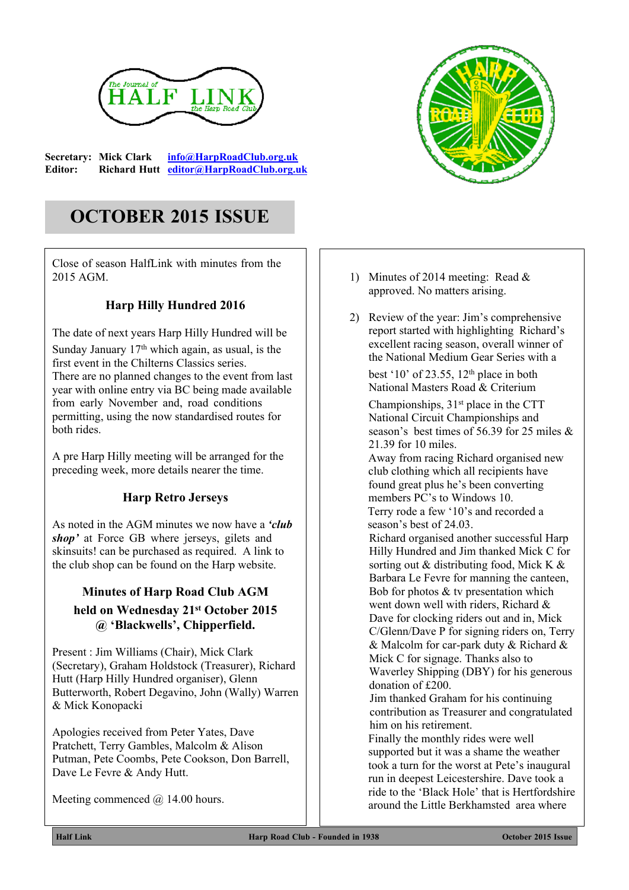The Journal of HALF LINK the Harp Road Club

**Secretary:** Mick Clark info@HarpRoadClub.org.uk
**Editor:** Richard Hutt editor@HarpRoadClub.org.uk

# OCTOBER 2015 ISSUE

Close of season HalfLink with minutes from the 2015 AGM.

### Harp Hilly Hundred 2016

The date of next years Harp Hilly Hundred will be Sunday January 17th which again, as usual, is the first event in the Chilterns Classics series.
There are no planned changes to the event from last year with online entry via BC being made available from early November and, road conditions permitting, using the now standardised routes for both rides.

A pre Harp Hilly meeting will be arranged for the preceding week, more details nearer the time.

### Harp Retro Jerseys

As noted in the AGM minutes we now have a ***'club shop'*** at Force GB where jerseys, gilets and skinsuits! can be purchased as required. A link to the club shop can be found on the Harp website.

### Minutes of Harp Road Club AGM held on Wednesday 21st October 2015 @ 'Blackwells', Chipperfield.

Present : Jim Williams (Chair), Mick Clark (Secretary), Graham Holdstock (Treasurer), Richard Hutt (Harp Hilly Hundred organiser), Glenn Butterworth, Robert Degavino, John (Wally) Warren & Mick Konopacki

Apologies received from Peter Yates, Dave Pratchett, Terry Gambles, Malcolm & Alison Putman, Pete Coombs, Pete Cookson, Don Barrell, Dave Le Fevre & Andy Hutt.

Meeting commenced @ 14.00 hours.

1) Minutes of 2014 meeting: Read & approved. No matters arising.

2) Review of the year: Jim's comprehensive report started with highlighting Richard's excellent racing season, overall winner of the National Medium Gear Series with a best '10' of 23.55, 12th place in both National Masters Road & Criterium Championships, 31st place in the CTT National Circuit Championships and season's best times of 56.39 for 25 miles & 21.39 for 10 miles.
Away from racing Richard organised new club clothing which all recipients have found great plus he's been converting members PC's to Windows 10.
Terry rode a few '10's and recorded a season's best of 24.03.
Richard organised another successful Harp Hilly Hundred and Jim thanked Mick C for sorting out & distributing food, Mick K & Barbara Le Fevre for manning the canteen, Bob for photos & tv presentation which went down well with riders, Richard & Dave for clocking riders out and in, Mick C/Glenn/Dave P for signing riders on, Terry & Malcolm for car-park duty & Richard & Mick C for signage. Thanks also to Waverley Shipping (DBY) for his generous donation of £200.
Jim thanked Graham for his continuing contribution as Treasurer and congratulated him on his retirement.
Finally the monthly rides were well supported but it was a shame the weather took a turn for the worst at Pete's inaugural run in deepest Leicestershire. Dave took a ride to the 'Black Hole' that is Hertfordshire around the Little Berkhamsted area where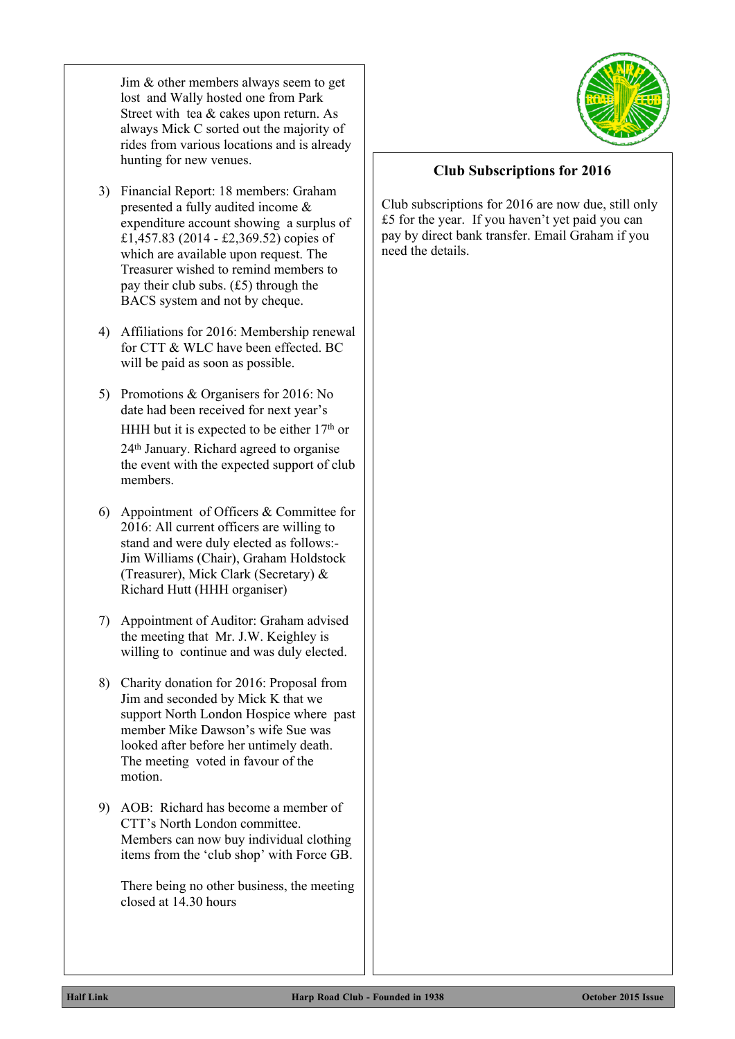Jim & other members always seem to get lost and Wally hosted one from Park Street with tea & cakes upon return. As always Mick C sorted out the majority of rides from various locations and is already hunting for new venues.

3) Financial Report: 18 members: Graham presented a fully audited income & expenditure account showing a surplus of £1,457.83 (2014 - £2,369.52) copies of which are available upon request. The Treasurer wished to remind members to pay their club subs. (£5) through the BACS system and not by cheque.

4) Affiliations for 2016: Membership renewal for CTT & WLC have been effected. BC will be paid as soon as possible.

5) Promotions & Organisers for 2016: No date had been received for next year's HHH but it is expected to be either 17th or 24th January. Richard agreed to organise the event with the expected support of club members.

6) Appointment of Officers & Committee for 2016: All current officers are willing to stand and were duly elected as follows:- Jim Williams (Chair), Graham Holdstock (Treasurer), Mick Clark (Secretary) & Richard Hutt (HHH organiser)

7) Appointment of Auditor: Graham advised the meeting that Mr. J.W. Keighley is willing to continue and was duly elected.

8) Charity donation for 2016: Proposal from Jim and seconded by Mick K that we support North London Hospice where past member Mike Dawson's wife Sue was looked after before her untimely death. The meeting voted in favour of the motion.

9) AOB: Richard has become a member of CTT's North London committee. Members can now buy individual clothing items from the 'club shop' with Force GB.

   There being no other business, the meeting closed at 14.30 hours

## Club Subscriptions for 2016

Club subscriptions for 2016 are now due, still only £5 for the year. If you haven't yet paid you can pay by direct bank transfer. Email Graham if you need the details.